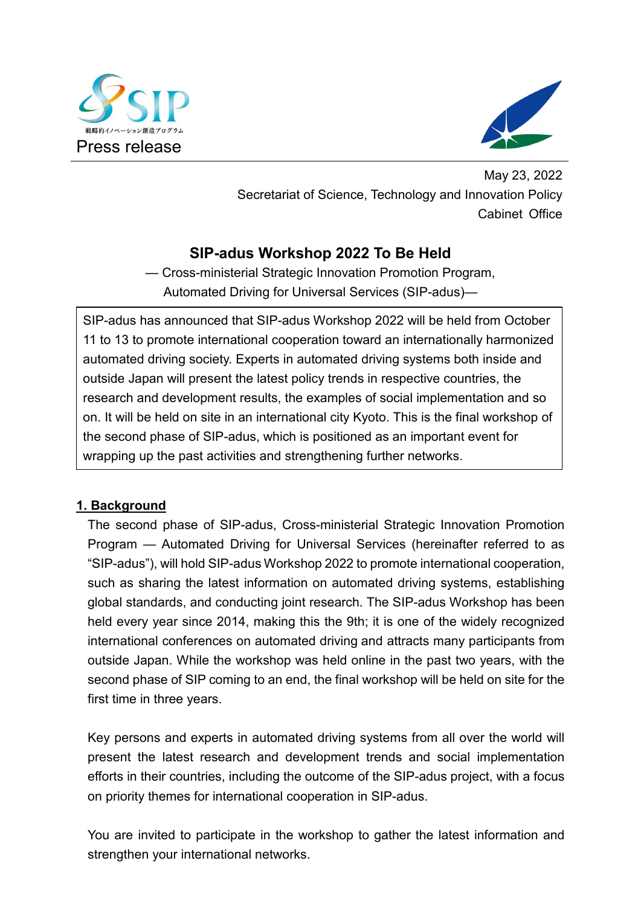Press release

May 23, 2022

Secretariat of Science, Technology and Innovation Policy

Cabinet Office

# SIP-adus Workshop 2022 To Be Held

— Cross-ministerial Strategic Innovation Promotion Program,
Automated Driving for Universal Services (SIP-adus)—

> SIP-adus has announced that SIP-adus Workshop 2022 will be held from October 11 to 13 to promote international cooperation toward an internationally harmonized automated driving society. Experts in automated driving systems both inside and outside Japan will present the latest policy trends in respective countries, the research and development results, the examples of social implementation and so on. It will be held on site in an international city Kyoto. This is the final workshop of the second phase of SIP-adus, which is positioned as an important event for wrapping up the past activities and strengthening further networks.

## 1. Background

The second phase of SIP-adus, Cross-ministerial Strategic Innovation Promotion Program — Automated Driving for Universal Services (hereinafter referred to as "SIP-adus"), will hold SIP-adus Workshop 2022 to promote international cooperation, such as sharing the latest information on automated driving systems, establishing global standards, and conducting joint research. The SIP-adus Workshop has been held every year since 2014, making this the 9th; it is one of the widely recognized international conferences on automated driving and attracts many participants from outside Japan. While the workshop was held online in the past two years, with the second phase of SIP coming to an end, the final workshop will be held on site for the first time in three years.

Key persons and experts in automated driving systems from all over the world will present the latest research and development trends and social implementation efforts in their countries, including the outcome of the SIP-adus project, with a focus on priority themes for international cooperation in SIP-adus.

You are invited to participate in the workshop to gather the latest information and strengthen your international networks.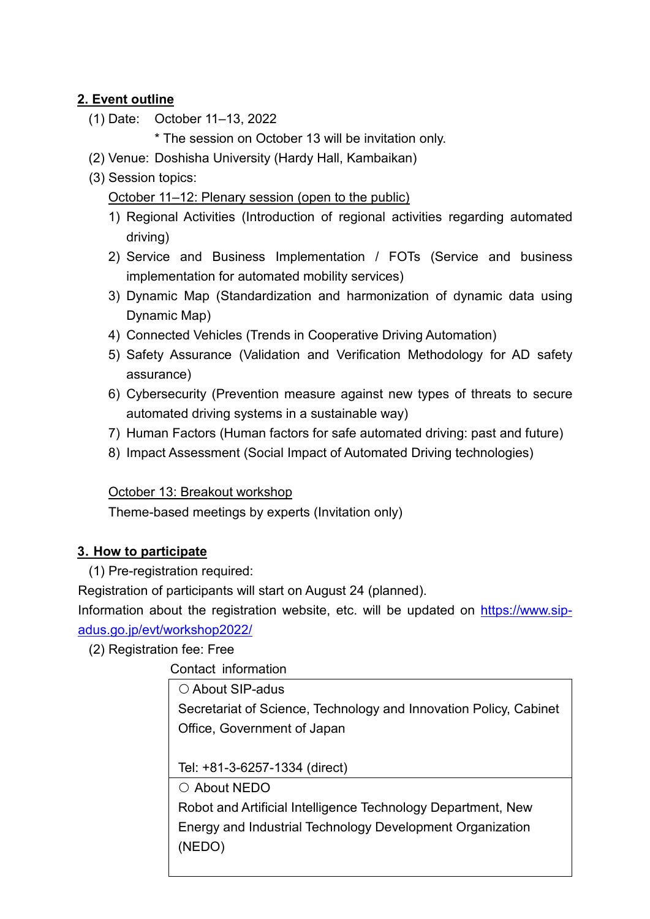## 2. Event outline

(1) Date: October 11–13, 2022

\* The session on October 13 will be invitation only.

(2) Venue: Doshisha University (Hardy Hall, Kambaikan)

(3) Session topics:

October 11–12: Plenary session (open to the public)

1) Regional Activities (Introduction of regional activities regarding automated driving)
2) Service and Business Implementation / FOTs (Service and business implementation for automated mobility services)
3) Dynamic Map (Standardization and harmonization of dynamic data using Dynamic Map)
4) Connected Vehicles (Trends in Cooperative Driving Automation)
5) Safety Assurance (Validation and Verification Methodology for AD safety assurance)
6) Cybersecurity (Prevention measure against new types of threats to secure automated driving systems in a sustainable way)
7) Human Factors (Human factors for safe automated driving: past and future)
8) Impact Assessment (Social Impact of Automated Driving technologies)

October 13: Breakout workshop

Theme-based meetings by experts (Invitation only)

## 3. How to participate

(1) Pre-registration required:

Registration of participants will start on August 24 (planned).

Information about the registration website, etc. will be updated on https://www.sip-adus.go.jp/evt/workshop2022/

(2) Registration fee: Free

Contact information

| ○ About SIP-adus<br>Secretariat of Science, Technology and Innovation Policy, Cabinet Office, Government of Japan<br><br>Tel: +81-3-6257-1334 (direct) |
|---|
| ○ About NEDO<br>Robot and Artificial Intelligence Technology Department, New Energy and Industrial Technology Development Organization (NEDO) |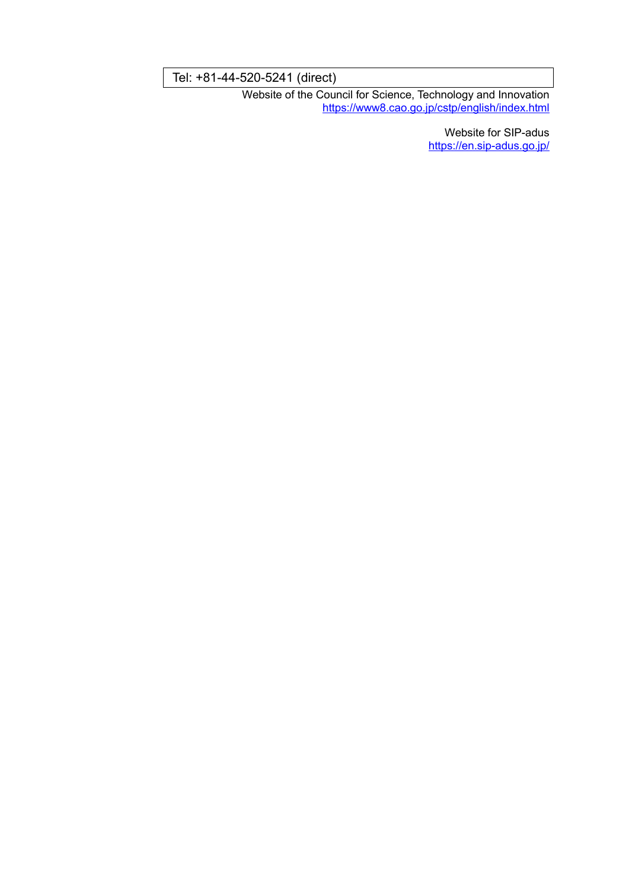Tel: +81-44-520-5241 (direct)

Website of the Council for Science, Technology and Innovation
https://www8.cao.go.jp/cstp/english/index.html

Website for SIP-adus
https://en.sip-adus.go.jp/